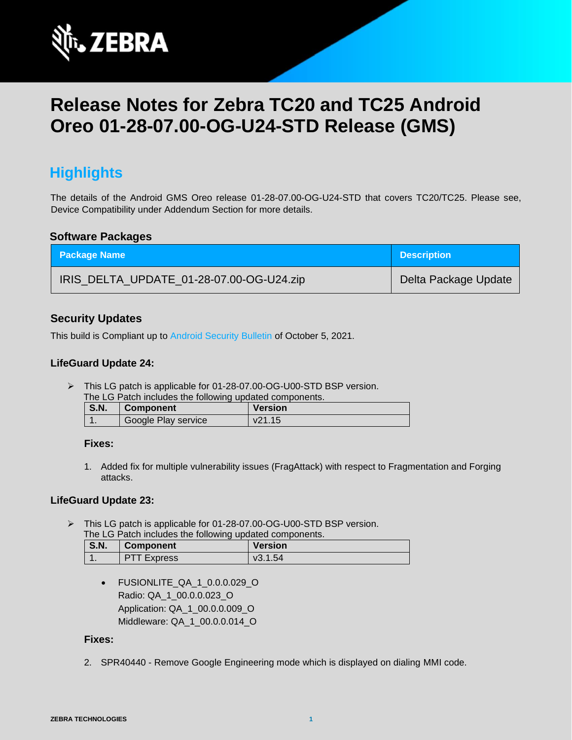# Release Notes for Zebra TC20 and TC25 Android Oreo 01-28-07.00-OG-U24-STD Release (GMS)

## Highlights

The details of the Android GMS Oreo release 01-28-07.00-OG-U24-STD that covers TC20/TC25. Please see, Device Compatibility under Addendum Section for more details.

### Software Packages

| Package Name | Description |
|---|---|
| IRIS_DELTA_UPDATE_01-28-07.00-OG-U24.zip | Delta Package Update |

### Security Updates

This build is Compliant up to Android Security Bulletin of October 5, 2021.

#### LifeGuard Update 24:

- This LG patch is applicable for 01-28-07.00-OG-U00-STD BSP version.
  The LG Patch includes the following updated components.

| S.N. | Component | Version |
|---|---|---|
| 1. | Google Play service | v21.15 |

**Fixes:**

1. Added fix for multiple vulnerability issues (FragAttack) with respect to Fragmentation and Forging attacks.

#### LifeGuard Update 23:

- This LG patch is applicable for 01-28-07.00-OG-U00-STD BSP version.
  The LG Patch includes the following updated components.

| S.N. | Component | Version |
|---|---|---|
| 1. | PTT Express | v3.1.54 |

- FUSIONLITE_QA_1_0.0.0.029_O
  Radio: QA_1_00.0.0.023_O
  Application: QA_1_00.0.0.009_O
  Middleware: QA_1_00.0.0.014_O

**Fixes:**

2. SPR40440 - Remove Google Engineering mode which is displayed on dialing MMI code.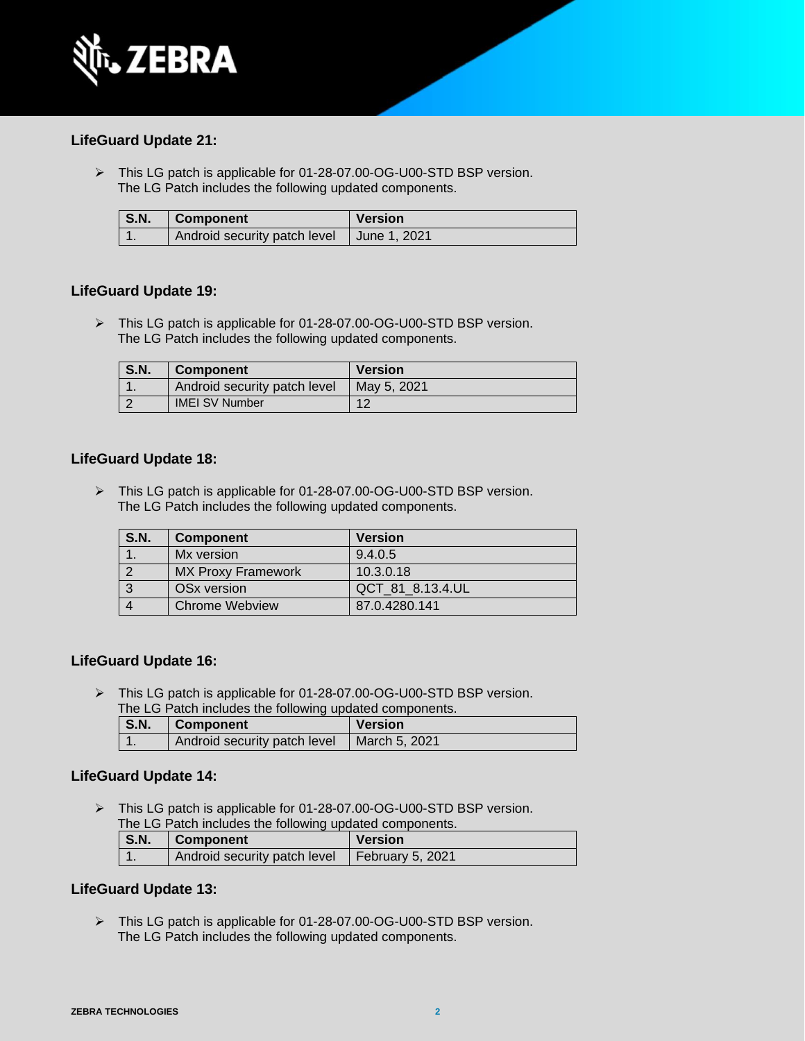### LifeGuard Update 21:

- This LG patch is applicable for 01-28-07.00-OG-U00-STD BSP version.
  The LG Patch includes the following updated components.

| S.N. | Component | Version |
|---|---|---|
| 1. | Android security patch level | June 1, 2021 |

### LifeGuard Update 19:

- This LG patch is applicable for 01-28-07.00-OG-U00-STD BSP version.
  The LG Patch includes the following updated components.

| S.N. | Component | Version |
|---|---|---|
| 1. | Android security patch level | May 5, 2021 |
| 2 | IMEI SV Number | 12 |

### LifeGuard Update 18:

- This LG patch is applicable for 01-28-07.00-OG-U00-STD BSP version.
  The LG Patch includes the following updated components.

| S.N. | Component | Version |
|---|---|---|
| 1. | Mx version | 9.4.0.5 |
| 2 | MX Proxy Framework | 10.3.0.18 |
| 3 | OSx version | QCT_81_8.13.4.UL |
| 4 | Chrome Webview | 87.0.4280.141 |

### LifeGuard Update 16:

- This LG patch is applicable for 01-28-07.00-OG-U00-STD BSP version.
  The LG Patch includes the following updated components.

| S.N. | Component | Version |
|---|---|---|
| 1. | Android security patch level | March 5, 2021 |

### LifeGuard Update 14:

- This LG patch is applicable for 01-28-07.00-OG-U00-STD BSP version.
  The LG Patch includes the following updated components.

| S.N. | Component | Version |
|---|---|---|
| 1. | Android security patch level | February 5, 2021 |

### LifeGuard Update 13:

- This LG patch is applicable for 01-28-07.00-OG-U00-STD BSP version.
  The LG Patch includes the following updated components.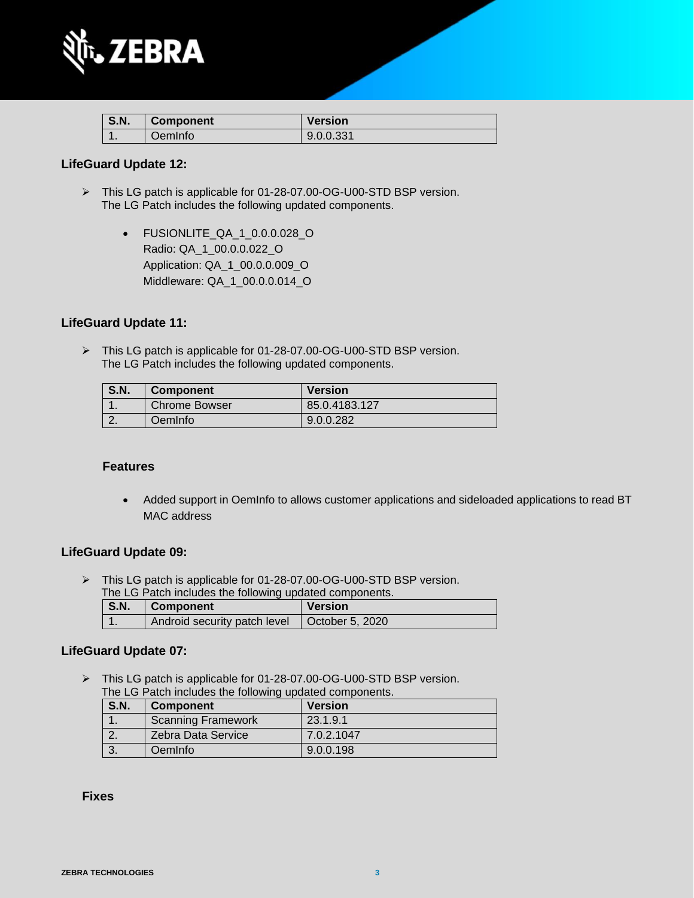| S.N. | Component | Version |
|---|---|---|
| 1. | OemInfo | 9.0.0.331 |

### LifeGuard Update 12:

- This LG patch is applicable for 01-28-07.00-OG-U00-STD BSP version.
  The LG Patch includes the following updated components.

  - FUSIONLITE_QA_1_0.0.0.028_O
    Radio: QA_1_00.0.0.022_O
    Application: QA_1_00.0.0.009_O
    Middleware: QA_1_00.0.0.014_O

### LifeGuard Update 11:

- This LG patch is applicable for 01-28-07.00-OG-U00-STD BSP version.
  The LG Patch includes the following updated components.

| S.N. | Component | Version |
|---|---|---|
| 1. | Chrome Bowser | 85.0.4183.127 |
| 2. | OemInfo | 9.0.0.282 |

#### Features

- Added support in OemInfo to allows customer applications and sideloaded applications to read BT MAC address

### LifeGuard Update 09:

- This LG patch is applicable for 01-28-07.00-OG-U00-STD BSP version.
  The LG Patch includes the following updated components.

| S.N. | Component | Version |
|---|---|---|
| 1. | Android security patch level | October 5, 2020 |

### LifeGuard Update 07:

- This LG patch is applicable for 01-28-07.00-OG-U00-STD BSP version.
  The LG Patch includes the following updated components.

| S.N. | Component | Version |
|---|---|---|
| 1. | Scanning Framework | 23.1.9.1 |
| 2. | Zebra Data Service | 7.0.2.1047 |
| 3. | OemInfo | 9.0.0.198 |

#### Fixes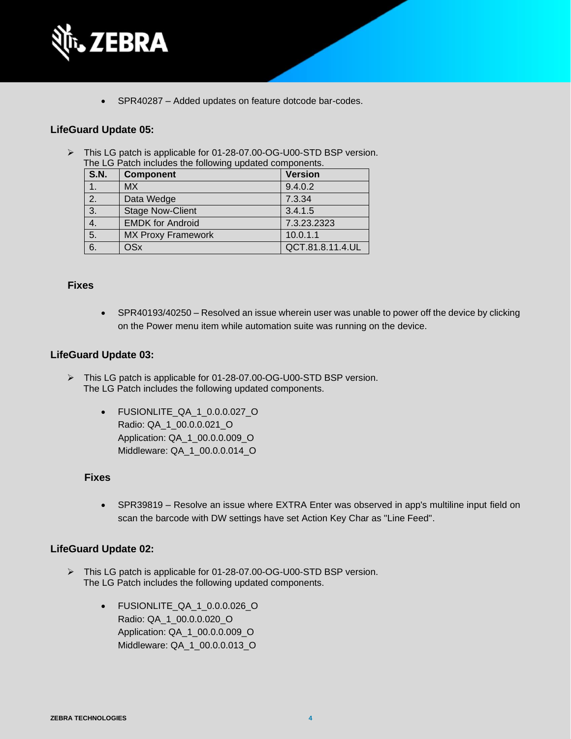- SPR40287 – Added updates on feature dotcode bar-codes.

### LifeGuard Update 05:

- This LG patch is applicable for 01-28-07.00-OG-U00-STD BSP version.
  The LG Patch includes the following updated components.

| S.N. | Component | Version |
|---|---|---|
| 1. | MX | 9.4.0.2 |
| 2. | Data Wedge | 7.3.34 |
| 3. | Stage Now-Client | 3.4.1.5 |
| 4. | EMDK for Android | 7.3.23.2323 |
| 5. | MX Proxy Framework | 10.0.1.1 |
| 6. | OSx | QCT.81.8.11.4.UL |

#### Fixes

- SPR40193/40250 – Resolved an issue wherein user was unable to power off the device by clicking on the Power menu item while automation suite was running on the device.

### LifeGuard Update 03:

- This LG patch is applicable for 01-28-07.00-OG-U00-STD BSP version.
  The LG Patch includes the following updated components.

  - FUSIONLITE_QA_1_0.0.0.027_O
    Radio: QA_1_00.0.0.021_O
    Application: QA_1_00.0.0.009_O
    Middleware: QA_1_00.0.0.014_O

#### Fixes

- SPR39819 – Resolve an issue where EXTRA Enter was observed in app's multiline input field on scan the barcode with DW settings have set Action Key Char as "Line Feed".

### LifeGuard Update 02:

- This LG patch is applicable for 01-28-07.00-OG-U00-STD BSP version.
  The LG Patch includes the following updated components.

  - FUSIONLITE_QA_1_0.0.0.026_O
    Radio: QA_1_00.0.0.020_O
    Application: QA_1_00.0.0.009_O
    Middleware: QA_1_00.0.0.013_O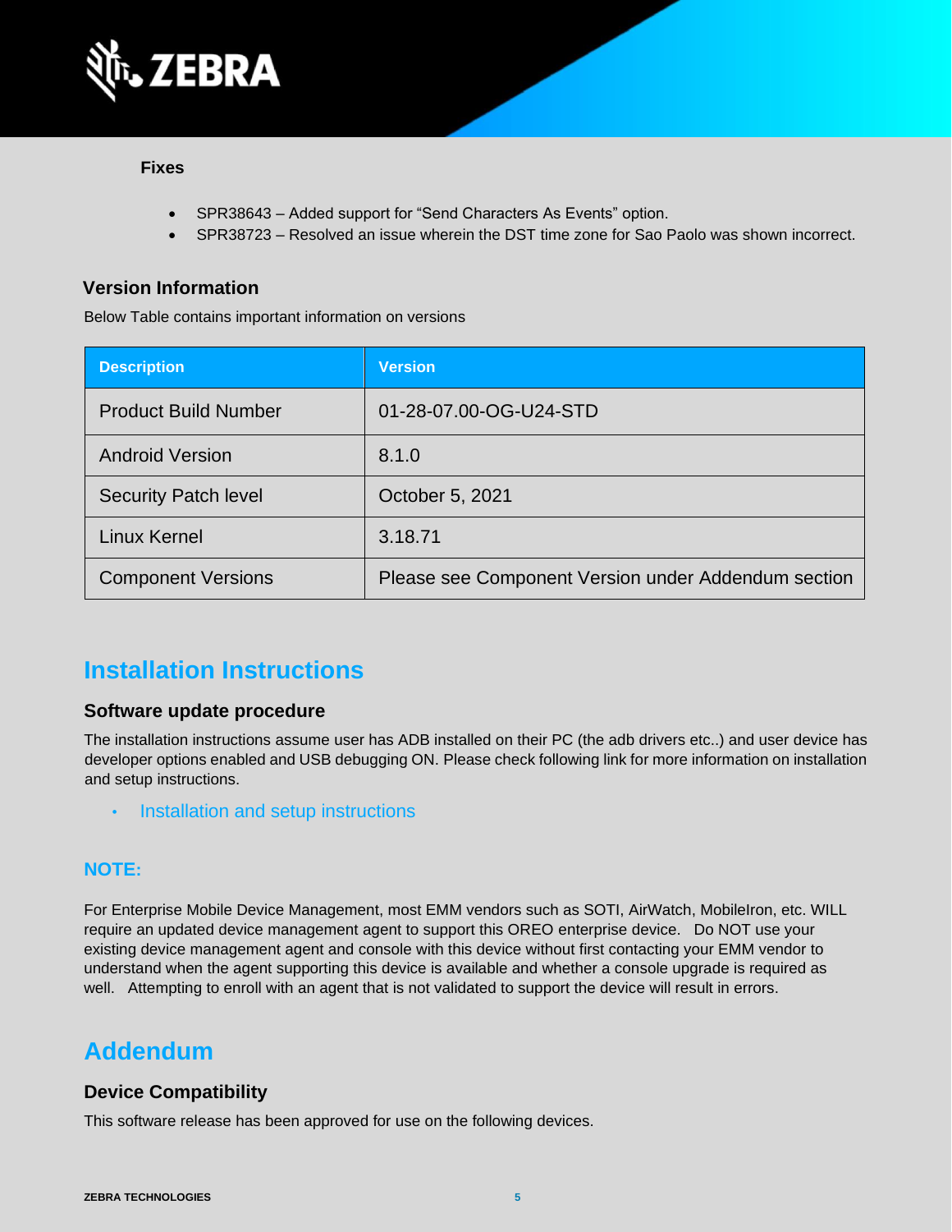### Fixes

- SPR38643 – Added support for “Send Characters As Events” option.
- SPR38723 – Resolved an issue wherein the DST time zone for Sao Paolo was shown incorrect.

### Version Information

Below Table contains important information on versions

| Description | Version |
|---|---|
| Product Build Number | 01-28-07.00-OG-U24-STD |
| Android Version | 8.1.0 |
| Security Patch level | October 5, 2021 |
| Linux Kernel | 3.18.71 |
| Component Versions | Please see Component Version under Addendum section |

## Installation Instructions

### Software update procedure

The installation instructions assume user has ADB installed on their PC (the adb drivers etc..) and user device has developer options enabled and USB debugging ON. Please check following link for more information on installation and setup instructions.

- Installation and setup instructions

### NOTE:

For Enterprise Mobile Device Management, most EMM vendors such as SOTI, AirWatch, MobileIron, etc. WILL require an updated device management agent to support this OREO enterprise device. Do NOT use your existing device management agent and console with this device without first contacting your EMM vendor to understand when the agent supporting this device is available and whether a console upgrade is required as well. Attempting to enroll with an agent that is not validated to support the device will result in errors.

## Addendum

### Device Compatibility

This software release has been approved for use on the following devices.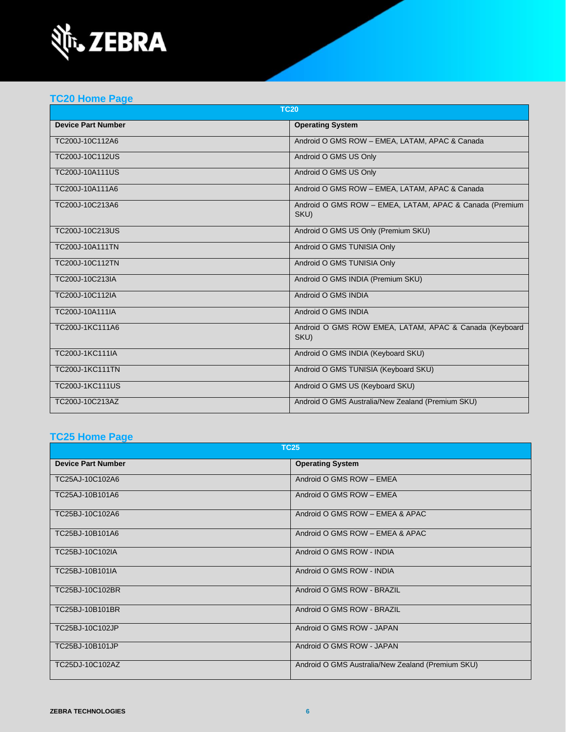## TC20 Home Page

| TC20 | |
|---|---|
| **Device Part Number** | **Operating System** |
| TC200J-10C112A6 | Android O GMS ROW – EMEA, LATAM, APAC & Canada |
| TC200J-10C112US | Android O GMS US Only |
| TC200J-10A111US | Android O GMS US Only |
| TC200J-10A111A6 | Android O GMS ROW – EMEA, LATAM, APAC & Canada |
| TC200J-10C213A6 | Android O GMS ROW – EMEA, LATAM, APAC & Canada (Premium SKU) |
| TC200J-10C213US | Android O GMS US Only (Premium SKU) |
| TC200J-10A111TN | Android O GMS TUNISIA Only |
| TC200J-10C112TN | Android O GMS TUNISIA Only |
| TC200J-10C213IA | Android O GMS INDIA (Premium SKU) |
| TC200J-10C112IA | Android O GMS INDIA |
| TC200J-10A111IA | Android O GMS INDIA |
| TC200J-1KC111A6 | Android O GMS ROW EMEA, LATAM, APAC & Canada (Keyboard SKU) |
| TC200J-1KC111IA | Android O GMS INDIA (Keyboard SKU) |
| TC200J-1KC111TN | Android O GMS TUNISIA (Keyboard SKU) |
| TC200J-1KC111US | Android O GMS US (Keyboard SKU) |
| TC200J-10C213AZ | Android O GMS Australia/New Zealand (Premium SKU) |

## TC25 Home Page

| TC25 | |
|---|---|
| **Device Part Number** | **Operating System** |
| TC25AJ-10C102A6 | Android O GMS ROW – EMEA |
| TC25AJ-10B101A6 | Android O GMS ROW – EMEA |
| TC25BJ-10C102A6 | Android O GMS ROW – EMEA & APAC |
| TC25BJ-10B101A6 | Android O GMS ROW – EMEA & APAC |
| TC25BJ-10C102IA | Android O GMS ROW - INDIA |
| TC25BJ-10B101IA | Android O GMS ROW - INDIA |
| TC25BJ-10C102BR | Android O GMS ROW - BRAZIL |
| TC25BJ-10B101BR | Android O GMS ROW - BRAZIL |
| TC25BJ-10C102JP | Android O GMS ROW - JAPAN |
| TC25BJ-10B101JP | Android O GMS ROW - JAPAN |
| TC25DJ-10C102AZ | Android O GMS Australia/New Zealand (Premium SKU) |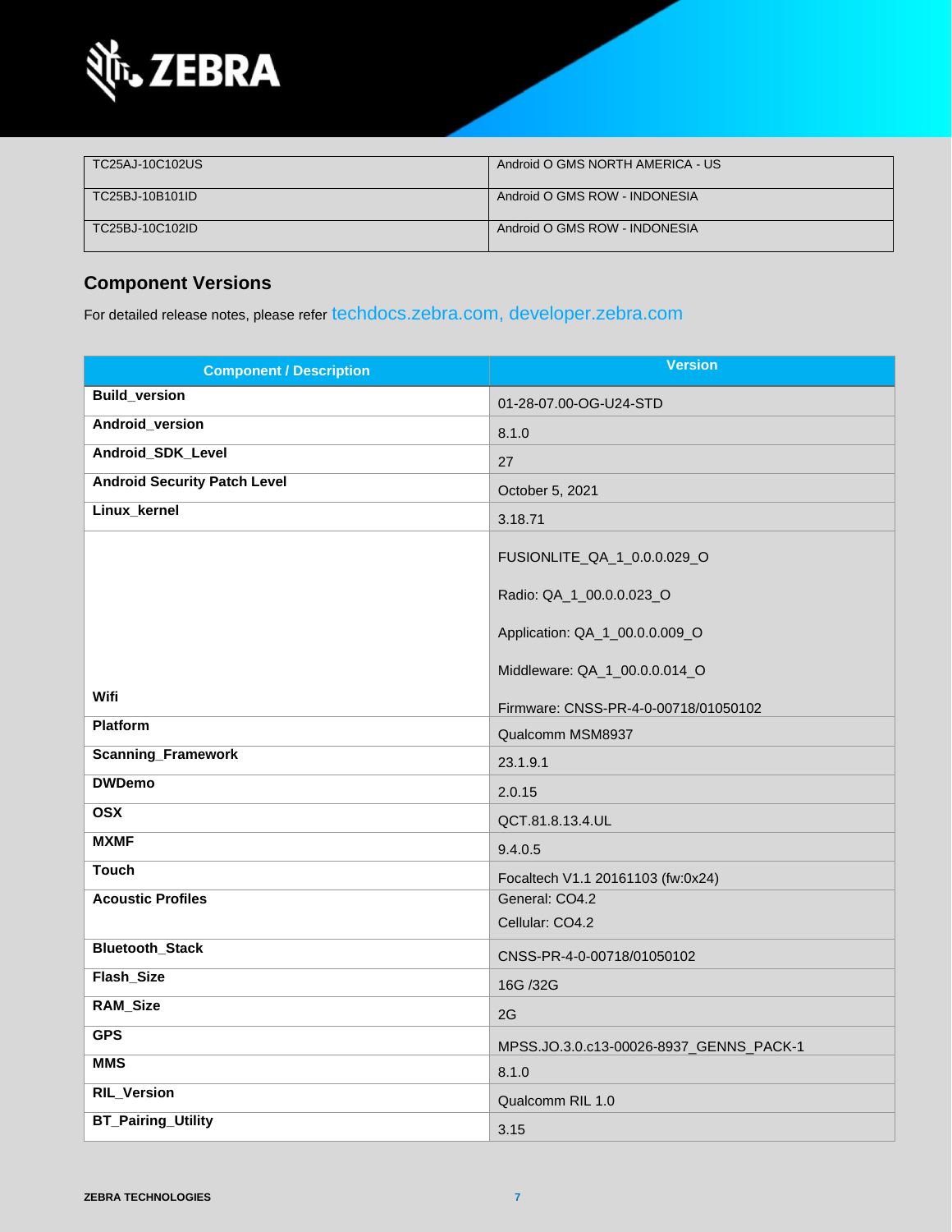| TC25AJ-10C102US | Android O GMS NORTH AMERICA - US |
|---|---|
| TC25BJ-10B101ID | Android O GMS ROW - INDONESIA |
| TC25BJ-10C102ID | Android O GMS ROW - INDONESIA |

## Component Versions

For detailed release notes, please refer techdocs.zebra.com, developer.zebra.com

| Component / Description | Version |
|---|---|
| **Build_version** | 01-28-07.00-OG-U24-STD |
| **Android_version** | 8.1.0 |
| **Android_SDK_Level** | 27 |
| **Android Security Patch Level** | October 5, 2021 |
| **Linux_kernel** | 3.18.71 |
| **Wifi** | FUSIONLITE_QA_1_0.0.0.029_O<br>Radio: QA_1_00.0.0.023_O<br>Application: QA_1_00.0.0.009_O<br>Middleware: QA_1_00.0.0.014_O<br>Firmware: CNSS-PR-4-0-00718/01050102 |
| **Platform** | Qualcomm MSM8937 |
| **Scanning_Framework** | 23.1.9.1 |
| **DWDemo** | 2.0.15 |
| **OSX** | QCT.81.8.13.4.UL |
| **MXMF** | 9.4.0.5 |
| **Touch** | Focaltech V1.1 20161103 (fw:0x24) |
| **Acoustic Profiles** | General: CO4.2<br>Cellular: CO4.2 |
| **Bluetooth_Stack** | CNSS-PR-4-0-00718/01050102 |
| **Flash_Size** | 16G /32G |
| **RAM_Size** | 2G |
| **GPS** | MPSS.JO.3.0.c13-00026-8937_GENNS_PACK-1 |
| **MMS** | 8.1.0 |
| **RIL_Version** | Qualcomm RIL 1.0 |
| **BT_Pairing_Utility** | 3.15 |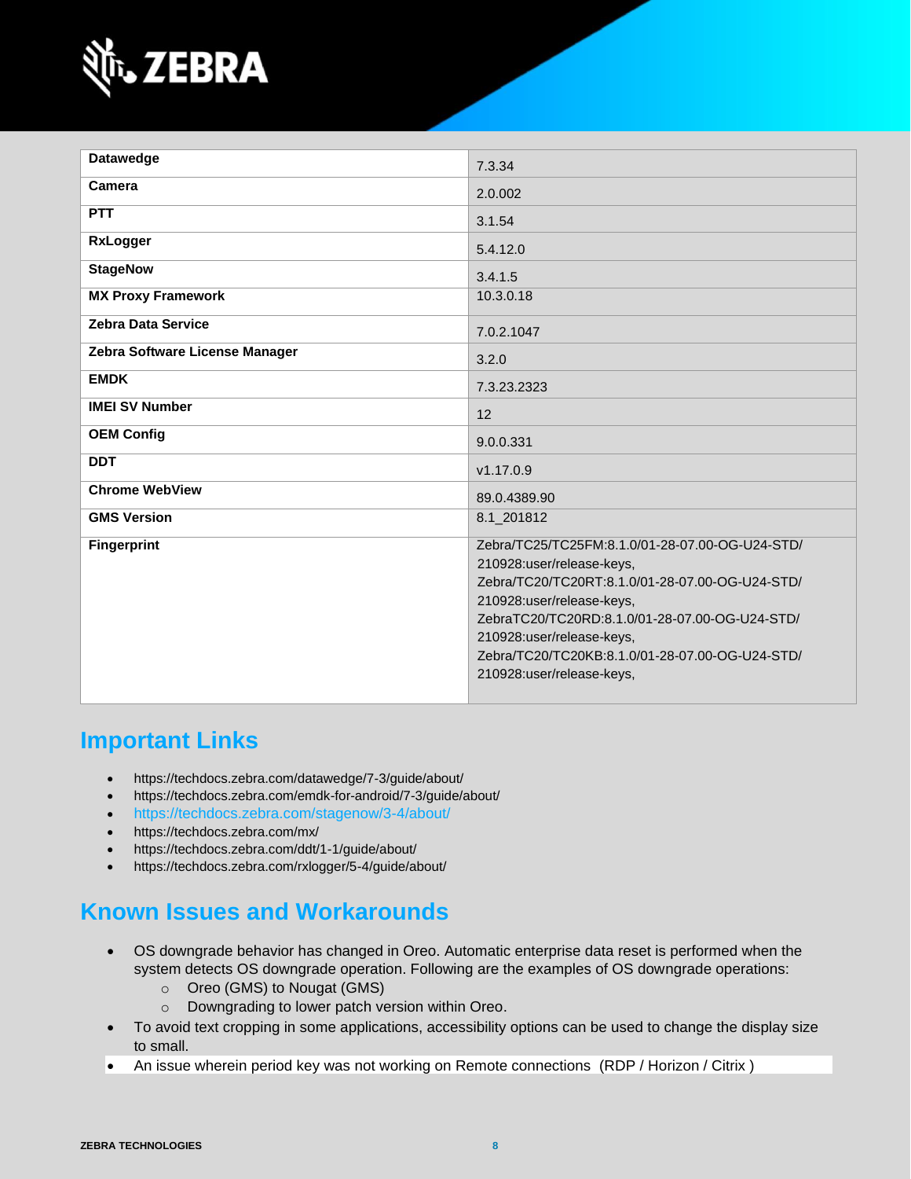| | |
|---|---|
| **Datawedge** | 7.3.34 |
| **Camera** | 2.0.002 |
| **PTT** | 3.1.54 |
| **RxLogger** | 5.4.12.0 |
| **StageNow** | 3.4.1.5 |
| **MX Proxy Framework** | 10.3.0.18 |
| **Zebra Data Service** | 7.0.2.1047 |
| **Zebra Software License Manager** | 3.2.0 |
| **EMDK** | 7.3.23.2323 |
| **IMEI SV Number** | 12 |
| **OEM Config** | 9.0.0.331 |
| **DDT** | v1.17.0.9 |
| **Chrome WebView** | 89.0.4389.90 |
| **GMS Version** | 8.1_201812 |
| **Fingerprint** | Zebra/TC25/TC25FM:8.1.0/01-28-07.00-OG-U24-STD/ 210928:user/release-keys, Zebra/TC20/TC20RT:8.1.0/01-28-07.00-OG-U24-STD/ 210928:user/release-keys, ZebraTC20/TC20RD:8.1.0/01-28-07.00-OG-U24-STD/ 210928:user/release-keys, Zebra/TC20/TC20KB:8.1.0/01-28-07.00-OG-U24-STD/ 210928:user/release-keys, |

## Important Links

- https://techdocs.zebra.com/datawedge/7-3/guide/about/
- https://techdocs.zebra.com/emdk-for-android/7-3/guide/about/
- https://techdocs.zebra.com/stagenow/3-4/about/
- https://techdocs.zebra.com/mx/
- https://techdocs.zebra.com/ddt/1-1/guide/about/
- https://techdocs.zebra.com/rxlogger/5-4/guide/about/

## Known Issues and Workarounds

- OS downgrade behavior has changed in Oreo. Automatic enterprise data reset is performed when the system detects OS downgrade operation. Following are the examples of OS downgrade operations:
  - Oreo (GMS) to Nougat (GMS)
  - Downgrading to lower patch version within Oreo.
- To avoid text cropping in some applications, accessibility options can be used to change the display size to small.
- An issue wherein period key was not working on Remote connections (RDP / Horizon / Citrix )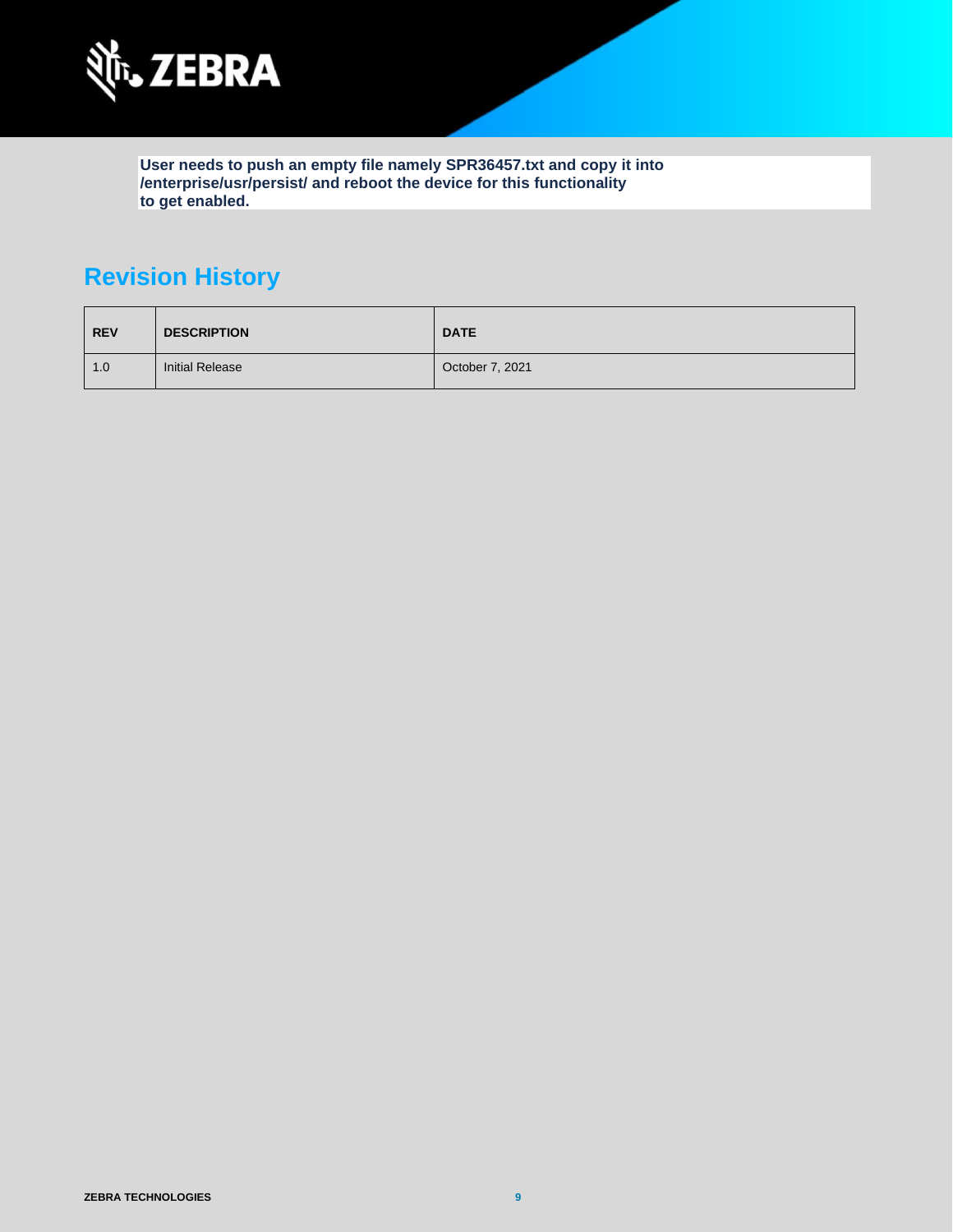**User needs to push an empty file namely SPR36457.txt and copy it into /enterprise/usr/persist/ and reboot the device for this functionality to get enabled.**

## Revision History

| REV | DESCRIPTION | DATE |
|---|---|---|
| 1.0 | Initial Release | October 7, 2021 |